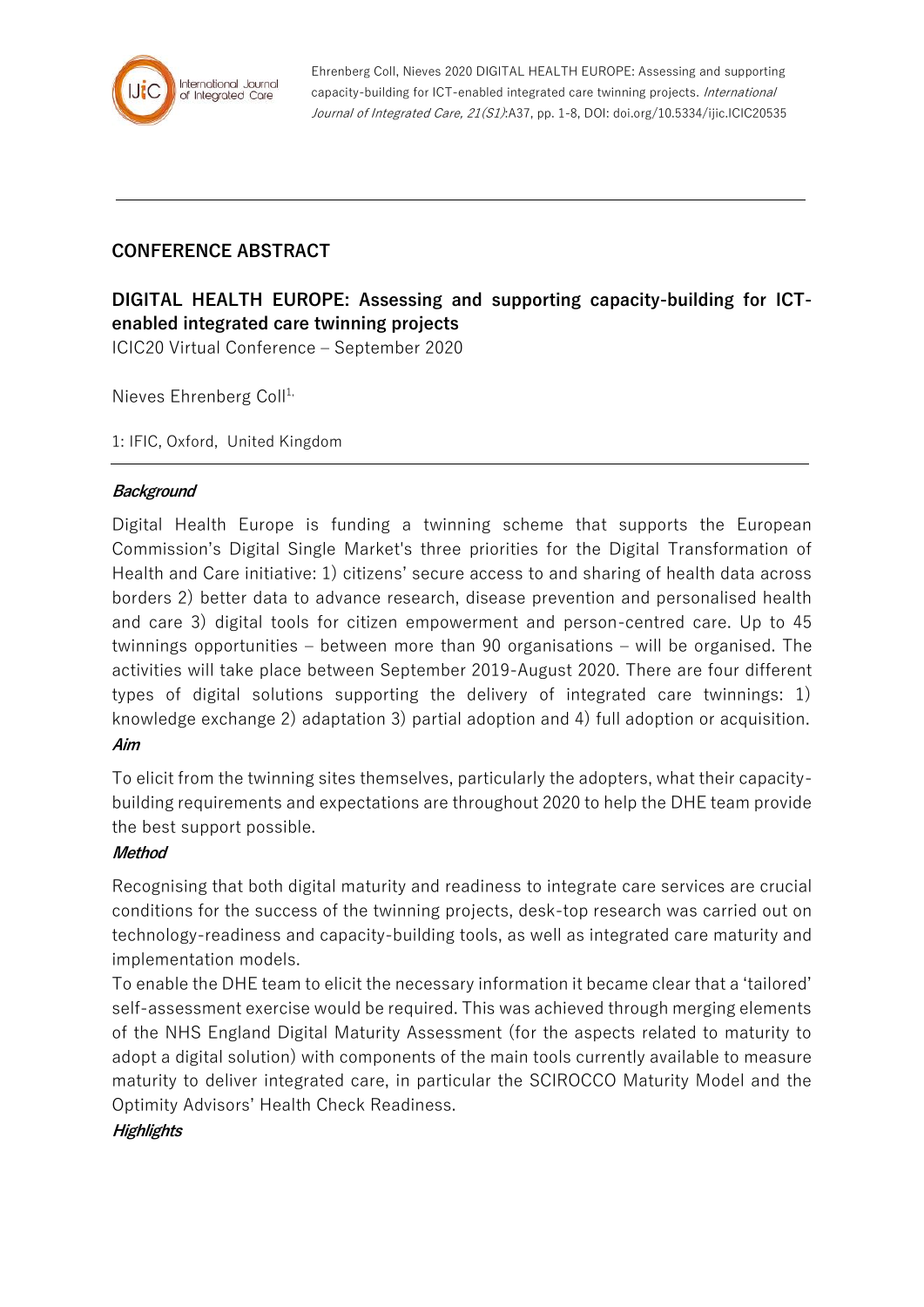Ehrenberg Coll, Nieves 2020 DIGITAL HEALTH EUROPE: Assessing and supporting capacity-building for ICT-enabled integrated care twinning projects. *International Journal of Integrated Care, 21(S1)*:A37, pp. 1-8, DOI: doi.org/10.5334/ijic.ICIC20535

---

## CONFERENCE ABSTRACT

# DIGITAL HEALTH EUROPE: Assessing and supporting capacity-building for ICT-enabled integrated care twinning projects

ICIC20 Virtual Conference – September 2020

Nieves Ehrenberg Coll[1,]

1: IFIC, Oxford, United Kingdom

---

***Background***

Digital Health Europe is funding a twinning scheme that supports the European Commission's Digital Single Market's three priorities for the Digital Transformation of Health and Care initiative: 1) citizens' secure access to and sharing of health data across borders 2) better data to advance research, disease prevention and personalised health and care 3) digital tools for citizen empowerment and person-centred care. Up to 45 twinnings opportunities – between more than 90 organisations – will be organised. The activities will take place between September 2019-August 2020. There are four different types of digital solutions supporting the delivery of integrated care twinnings: 1) knowledge exchange 2) adaptation 3) partial adoption and 4) full adoption or acquisition.

***Aim***

To elicit from the twinning sites themselves, particularly the adopters, what their capacity-building requirements and expectations are throughout 2020 to help the DHE team provide the best support possible.

***Method***

Recognising that both digital maturity and readiness to integrate care services are crucial conditions for the success of the twinning projects, desk-top research was carried out on technology-readiness and capacity-building tools, as well as integrated care maturity and implementation models.

To enable the DHE team to elicit the necessary information it became clear that a 'tailored' self-assessment exercise would be required. This was achieved through merging elements of the NHS England Digital Maturity Assessment (for the aspects related to maturity to adopt a digital solution) with components of the main tools currently available to measure maturity to deliver integrated care, in particular the SCIROCCO Maturity Model and the Optimity Advisors' Health Check Readiness.

***Highlights***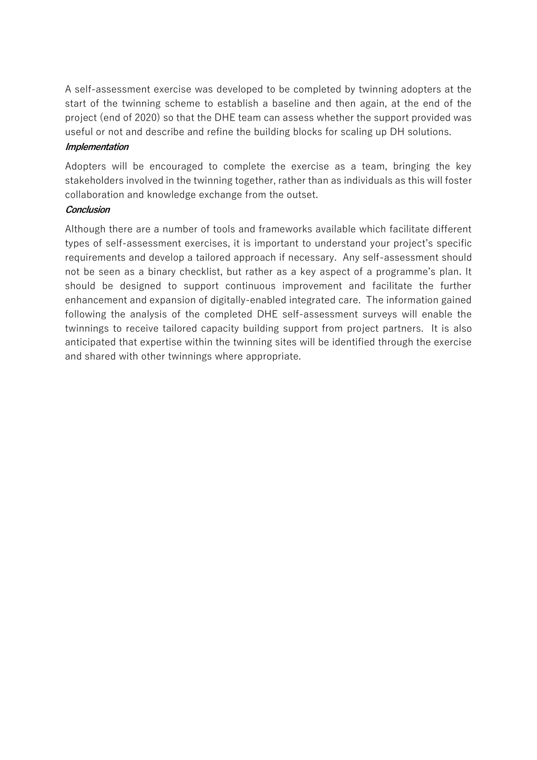A self-assessment exercise was developed to be completed by twinning adopters at the start of the twinning scheme to establish a baseline and then again, at the end of the project (end of 2020) so that the DHE team can assess whether the support provided was useful or not and describe and refine the building blocks for scaling up DH solutions.

***Implementation***

Adopters will be encouraged to complete the exercise as a team, bringing the key stakeholders involved in the twinning together, rather than as individuals as this will foster collaboration and knowledge exchange from the outset.

***Conclusion***

Although there are a number of tools and frameworks available which facilitate different types of self-assessment exercises, it is important to understand your project's specific requirements and develop a tailored approach if necessary. Any self-assessment should not be seen as a binary checklist, but rather as a key aspect of a programme's plan. It should be designed to support continuous improvement and facilitate the further enhancement and expansion of digitally-enabled integrated care. The information gained following the analysis of the completed DHE self-assessment surveys will enable the twinnings to receive tailored capacity building support from project partners. It is also anticipated that expertise within the twinning sites will be identified through the exercise and shared with other twinnings where appropriate.